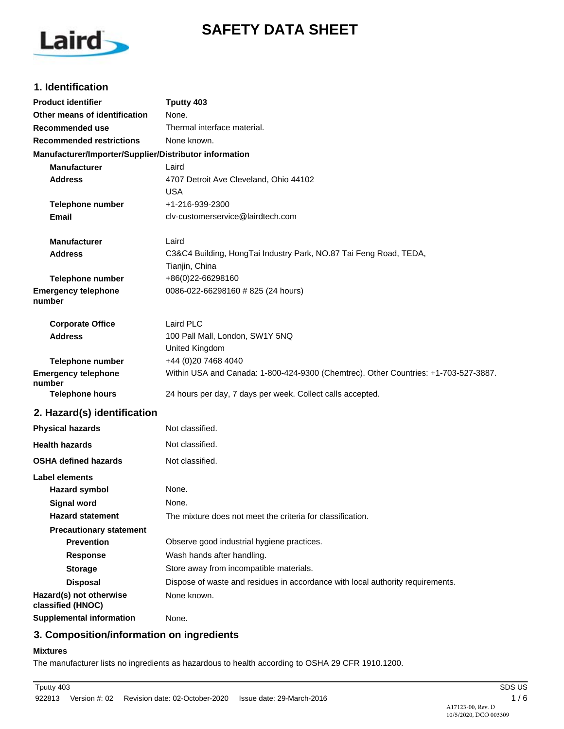# SAFETY DATA SHEET

## 1. Identification

| | |
|---|---|
| **Product identifier** | **Tputty 403** |
| **Other means of identification** | None. |
| **Recommended use** | Thermal interface material. |
| **Recommended restrictions** | None known. |

**Manufacturer/Importer/Supplier/Distributor information**

| | |
|---|---|
| **Manufacturer** | Laird |
| **Address** | 4707 Detroit Ave Cleveland, Ohio 44102<br>USA |
| **Telephone number** | +1-216-939-2300 |
| **Email** | clv-customerservice@lairdtech.com |
| **Manufacturer** | Laird |
| **Address** | C3&C4 Building, HongTai Industry Park, NO.87 Tai Feng Road, TEDA,<br>Tianjin, China |
| **Telephone number** | +86(0)22-66298160 |
| **Emergency telephone number** | 0086-022-66298160 # 825 (24 hours) |
| **Corporate Office** | Laird PLC |
| **Address** | 100 Pall Mall, London, SW1Y 5NQ<br>United Kingdom |
| **Telephone number** | +44 (0)20 7468 4040 |
| **Emergency telephone number** | Within USA and Canada: 1-800-424-9300 (Chemtrec). Other Countries: +1-703-527-3887. |
| **Telephone hours** | 24 hours per day, 7 days per week. Collect calls accepted. |

## 2. Hazard(s) identification

| | |
|---|---|
| **Physical hazards** | Not classified. |
| **Health hazards** | Not classified. |
| **OSHA defined hazards** | Not classified. |

**Label elements**

| | |
|---|---|
| **Hazard symbol** | None. |
| **Signal word** | None. |
| **Hazard statement** | The mixture does not meet the criteria for classification. |

**Precautionary statement**

| | |
|---|---|
| **Prevention** | Observe good industrial hygiene practices. |
| **Response** | Wash hands after handling. |
| **Storage** | Store away from incompatible materials. |
| **Disposal** | Dispose of waste and residues in accordance with local authority requirements. |
| **Hazard(s) not otherwise classified (HNOC)** | None known. |
| **Supplemental information** | None. |

## 3. Composition/information on ingredients

**Mixtures**

The manufacturer lists no ingredients as hazardous to health according to OSHA 29 CFR 1910.1200.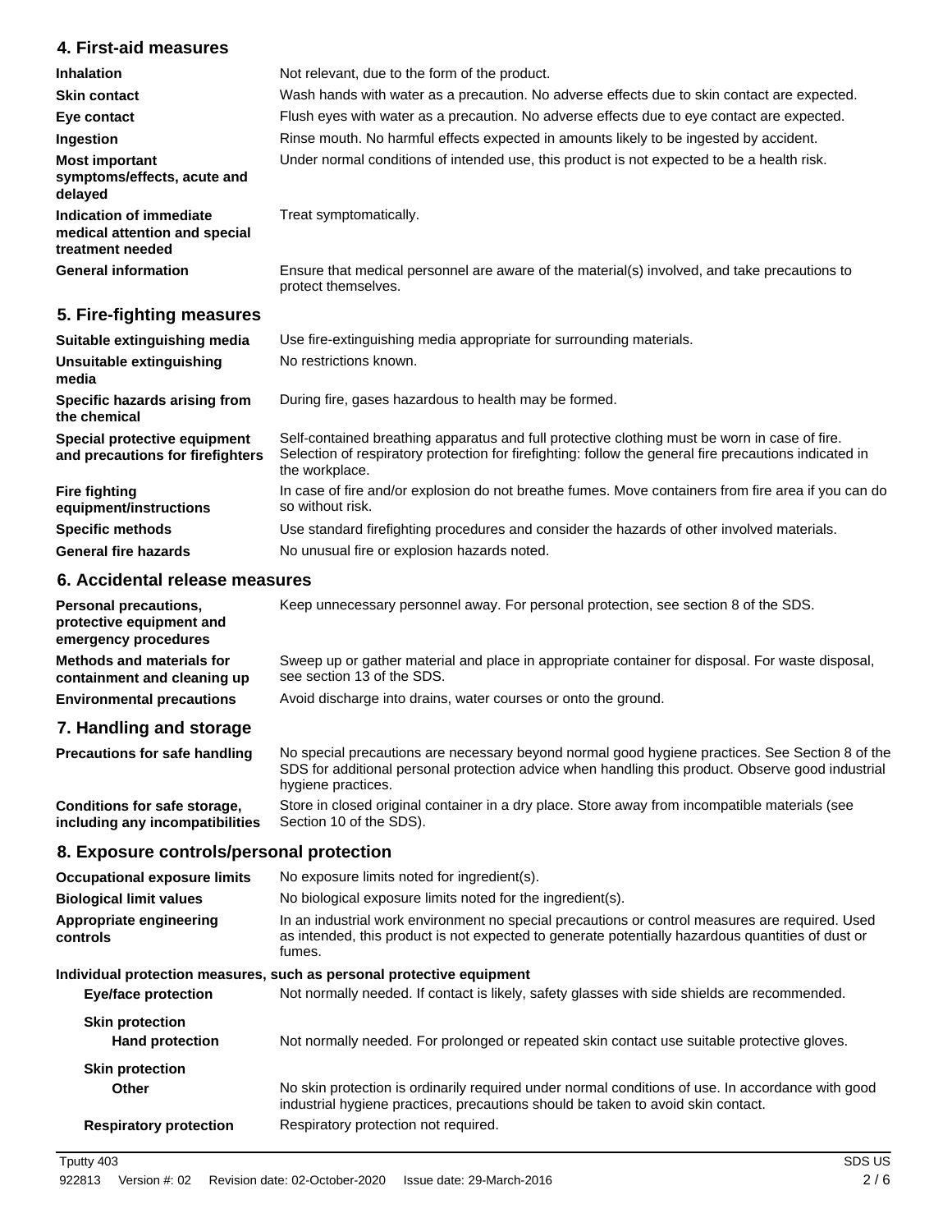## 4. First-aid measures

| | |
|---|---|
| **Inhalation** | Not relevant, due to the form of the product. |
| **Skin contact** | Wash hands with water as a precaution. No adverse effects due to skin contact are expected. |
| **Eye contact** | Flush eyes with water as a precaution. No adverse effects due to eye contact are expected. |
| **Ingestion** | Rinse mouth. No harmful effects expected in amounts likely to be ingested by accident. |
| **Most important symptoms/effects, acute and delayed** | Under normal conditions of intended use, this product is not expected to be a health risk. |
| **Indication of immediate medical attention and special treatment needed** | Treat symptomatically. |
| **General information** | Ensure that medical personnel are aware of the material(s) involved, and take precautions to protect themselves. |

## 5. Fire-fighting measures

| | |
|---|---|
| **Suitable extinguishing media** | Use fire-extinguishing media appropriate for surrounding materials. |
| **Unsuitable extinguishing media** | No restrictions known. |
| **Specific hazards arising from the chemical** | During fire, gases hazardous to health may be formed. |
| **Special protective equipment and precautions for firefighters** | Self-contained breathing apparatus and full protective clothing must be worn in case of fire. Selection of respiratory protection for firefighting: follow the general fire precautions indicated in the workplace. |
| **Fire fighting equipment/instructions** | In case of fire and/or explosion do not breathe fumes. Move containers from fire area if you can do so without risk. |
| **Specific methods** | Use standard firefighting procedures and consider the hazards of other involved materials. |
| **General fire hazards** | No unusual fire or explosion hazards noted. |

## 6. Accidental release measures

| | |
|---|---|
| **Personal precautions, protective equipment and emergency procedures** | Keep unnecessary personnel away. For personal protection, see section 8 of the SDS. |
| **Methods and materials for containment and cleaning up** | Sweep up or gather material and place in appropriate container for disposal. For waste disposal, see section 13 of the SDS. |
| **Environmental precautions** | Avoid discharge into drains, water courses or onto the ground. |

## 7. Handling and storage

| | |
|---|---|
| **Precautions for safe handling** | No special precautions are necessary beyond normal good hygiene practices. See Section 8 of the SDS for additional personal protection advice when handling this product. Observe good industrial hygiene practices. |
| **Conditions for safe storage, including any incompatibilities** | Store in closed original container in a dry place. Store away from incompatible materials (see Section 10 of the SDS). |

## 8. Exposure controls/personal protection

| | |
|---|---|
| **Occupational exposure limits** | No exposure limits noted for ingredient(s). |
| **Biological limit values** | No biological exposure limits noted for the ingredient(s). |
| **Appropriate engineering controls** | In an industrial work environment no special precautions or control measures are required. Used as intended, this product is not expected to generate potentially hazardous quantities of dust or fumes. |

**Individual protection measures, such as personal protective equipment**

| | |
|---|---|
| **Eye/face protection** | Not normally needed. If contact is likely, safety glasses with side shields are recommended. |
| **Skin protection** | |
| **Hand protection** | Not normally needed. For prolonged or repeated skin contact use suitable protective gloves. |
| **Skin protection** | |
| **Other** | No skin protection is ordinarily required under normal conditions of use. In accordance with good industrial hygiene practices, precautions should be taken to avoid skin contact. |
| **Respiratory protection** | Respiratory protection not required. |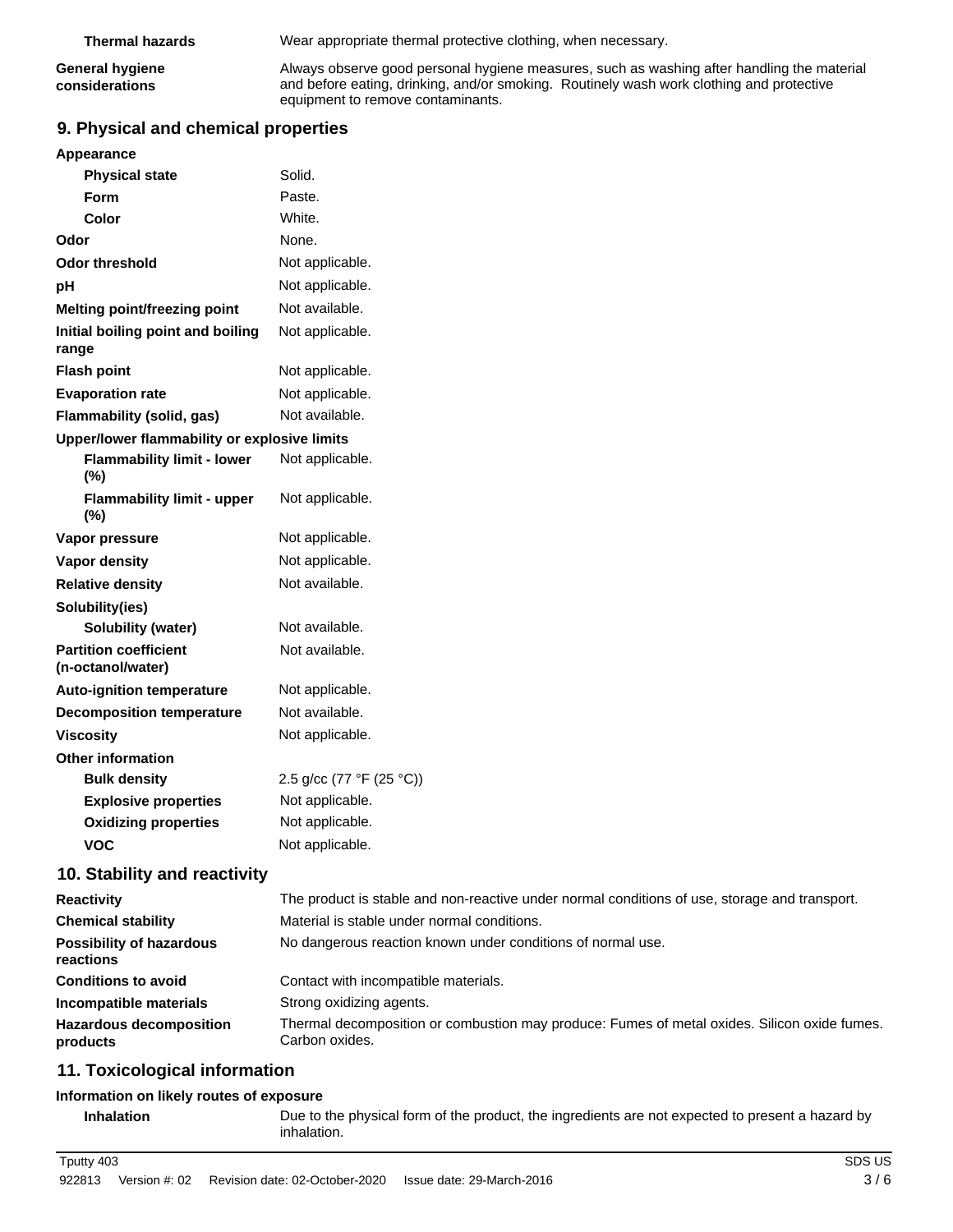| | |
|---|---|
| **Thermal hazards** | Wear appropriate thermal protective clothing, when necessary. |
| **General hygiene considerations** | Always observe good personal hygiene measures, such as washing after handling the material and before eating, drinking, and/or smoking. Routinely wash work clothing and protective equipment to remove contaminants. |

## 9. Physical and chemical properties

| | |
|---|---|
| **Appearance** | |
| **Physical state** | Solid. |
| **Form** | Paste. |
| **Color** | White. |
| **Odor** | None. |
| **Odor threshold** | Not applicable. |
| **pH** | Not applicable. |
| **Melting point/freezing point** | Not available. |
| **Initial boiling point and boiling range** | Not applicable. |
| **Flash point** | Not applicable. |
| **Evaporation rate** | Not applicable. |
| **Flammability (solid, gas)** | Not available. |
| **Upper/lower flammability or explosive limits** | |
| **Flammability limit - lower (%)** | Not applicable. |
| **Flammability limit - upper (%)** | Not applicable. |
| **Vapor pressure** | Not applicable. |
| **Vapor density** | Not applicable. |
| **Relative density** | Not available. |
| **Solubility(ies)** | |
| **Solubility (water)** | Not available. |
| **Partition coefficient (n-octanol/water)** | Not available. |
| **Auto-ignition temperature** | Not applicable. |
| **Decomposition temperature** | Not available. |
| **Viscosity** | Not applicable. |
| **Other information** | |
| **Bulk density** | 2.5 g/cc (77 °F (25 °C)) |
| **Explosive properties** | Not applicable. |
| **Oxidizing properties** | Not applicable. |
| **VOC** | Not applicable. |

## 10. Stability and reactivity

| | |
|---|---|
| **Reactivity** | The product is stable and non-reactive under normal conditions of use, storage and transport. |
| **Chemical stability** | Material is stable under normal conditions. |
| **Possibility of hazardous reactions** | No dangerous reaction known under conditions of normal use. |
| **Conditions to avoid** | Contact with incompatible materials. |
| **Incompatible materials** | Strong oxidizing agents. |
| **Hazardous decomposition products** | Thermal decomposition or combustion may produce: Fumes of metal oxides. Silicon oxide fumes. Carbon oxides. |

## 11. Toxicological information

**Information on likely routes of exposure**

| | |
|---|---|
| **Inhalation** | Due to the physical form of the product, the ingredients are not expected to present a hazard by inhalation. |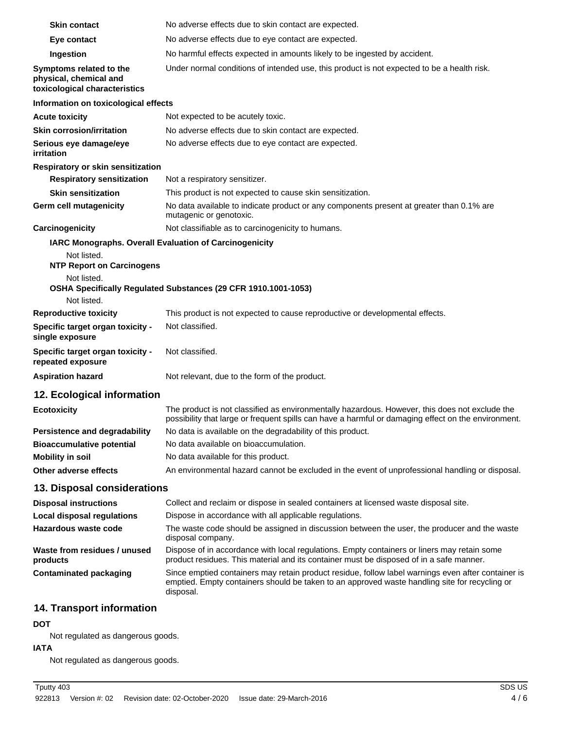| | |
|---|---|
| **Skin contact** | No adverse effects due to skin contact are expected. |
| **Eye contact** | No adverse effects due to eye contact are expected. |
| **Ingestion** | No harmful effects expected in amounts likely to be ingested by accident. |
| **Symptoms related to the physical, chemical and toxicological characteristics** | Under normal conditions of intended use, this product is not expected to be a health risk. |

**Information on toxicological effects**

| | |
|---|---|
| **Acute toxicity** | Not expected to be acutely toxic. |
| **Skin corrosion/irritation** | No adverse effects due to skin contact are expected. |
| **Serious eye damage/eye irritation** | No adverse effects due to eye contact are expected. |

**Respiratory or skin sensitization**

| | |
|---|---|
| **Respiratory sensitization** | Not a respiratory sensitizer. |
| **Skin sensitization** | This product is not expected to cause skin sensitization. |
| **Germ cell mutagenicity** | No data available to indicate product or any components present at greater than 0.1% are mutagenic or genotoxic. |
| **Carcinogenicity** | Not classifiable as to carcinogenicity to humans. |

**IARC Monographs. Overall Evaluation of Carcinogenicity**

Not listed.

**NTP Report on Carcinogens**

Not listed.

**OSHA Specifically Regulated Substances (29 CFR 1910.1001-1053)**

Not listed.

| | |
|---|---|
| **Reproductive toxicity** | This product is not expected to cause reproductive or developmental effects. |
| **Specific target organ toxicity - single exposure** | Not classified. |
| **Specific target organ toxicity - repeated exposure** | Not classified. |
| **Aspiration hazard** | Not relevant, due to the form of the product. |

## 12. Ecological information

| | |
|---|---|
| **Ecotoxicity** | The product is not classified as environmentally hazardous. However, this does not exclude the possibility that large or frequent spills can have a harmful or damaging effect on the environment. |
| **Persistence and degradability** | No data is available on the degradability of this product. |
| **Bioaccumulative potential** | No data available on bioaccumulation. |
| **Mobility in soil** | No data available for this product. |
| **Other adverse effects** | An environmental hazard cannot be excluded in the event of unprofessional handling or disposal. |

## 13. Disposal considerations

| | |
|---|---|
| **Disposal instructions** | Collect and reclaim or dispose in sealed containers at licensed waste disposal site. |
| **Local disposal regulations** | Dispose in accordance with all applicable regulations. |
| **Hazardous waste code** | The waste code should be assigned in discussion between the user, the producer and the waste disposal company. |
| **Waste from residues / unused products** | Dispose of in accordance with local regulations. Empty containers or liners may retain some product residues. This material and its container must be disposed of in a safe manner. |
| **Contaminated packaging** | Since emptied containers may retain product residue, follow label warnings even after container is emptied. Empty containers should be taken to an approved waste handling site for recycling or disposal. |

## 14. Transport information

**DOT**

Not regulated as dangerous goods.

**IATA**

Not regulated as dangerous goods.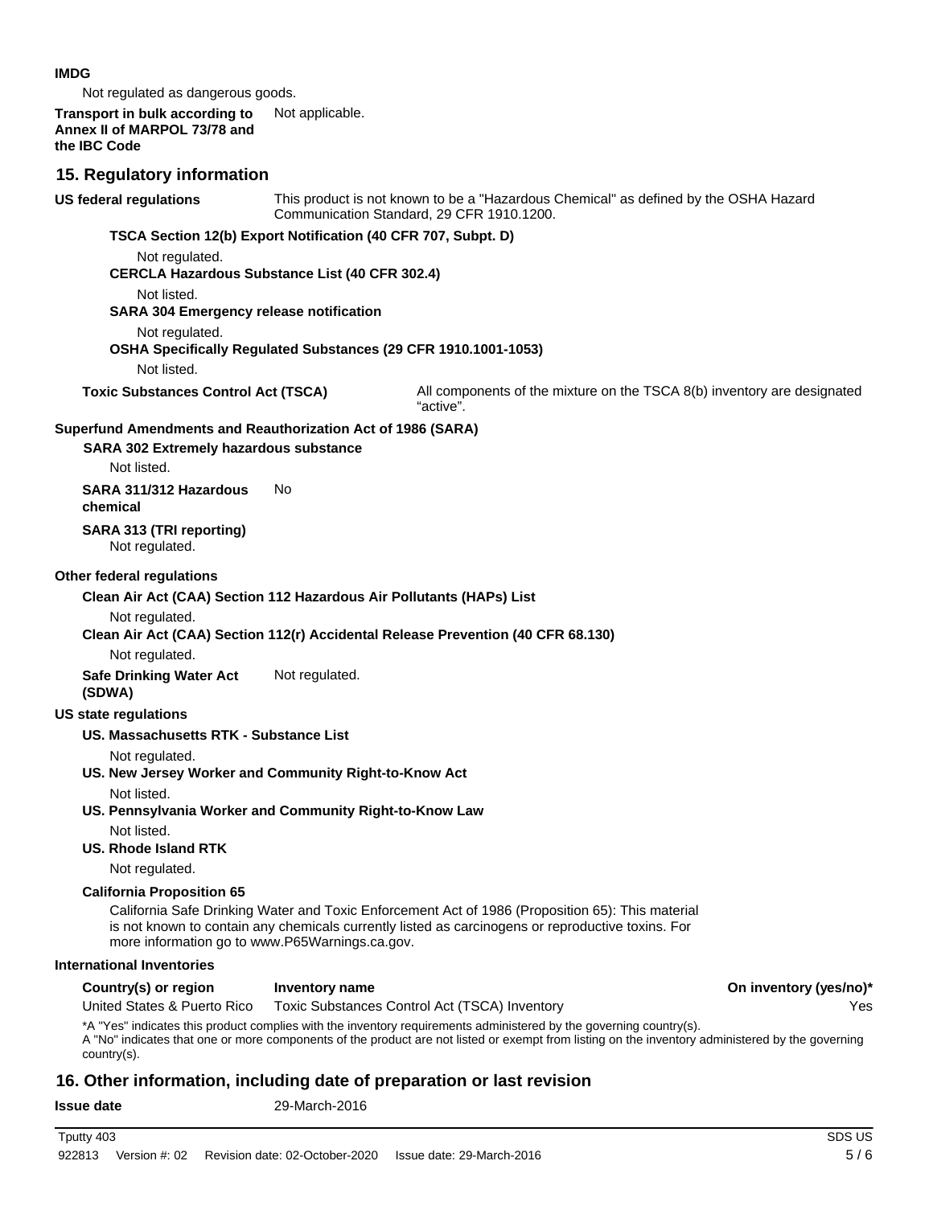**IMDG**

Not regulated as dangerous goods.

**Transport in bulk according to Annex II of MARPOL 73/78 and the IBC Code** Not applicable.

## 15. Regulatory information

**US federal regulations** This product is not known to be a "Hazardous Chemical" as defined by the OSHA Hazard Communication Standard, 29 CFR 1910.1200.

**TSCA Section 12(b) Export Notification (40 CFR 707, Subpt. D)**

Not regulated.

**CERCLA Hazardous Substance List (40 CFR 302.4)**

Not listed.

**SARA 304 Emergency release notification**

Not regulated.

**OSHA Specifically Regulated Substances (29 CFR 1910.1001-1053)**

Not listed.

**Toxic Substances Control Act (TSCA)** All components of the mixture on the TSCA 8(b) inventory are designated "active".

**Superfund Amendments and Reauthorization Act of 1986 (SARA)**

**SARA 302 Extremely hazardous substance**

Not listed.

**SARA 311/312 Hazardous chemical** No

**SARA 313 (TRI reporting)**

Not regulated.

**Other federal regulations**

**Clean Air Act (CAA) Section 112 Hazardous Air Pollutants (HAPs) List**

Not regulated.

**Clean Air Act (CAA) Section 112(r) Accidental Release Prevention (40 CFR 68.130)**

Not regulated.

**Safe Drinking Water Act (SDWA)** Not regulated.

**US state regulations**

**US. Massachusetts RTK - Substance List**

Not regulated.

**US. New Jersey Worker and Community Right-to-Know Act**

Not listed.

**US. Pennsylvania Worker and Community Right-to-Know Law**

Not listed.

**US. Rhode Island RTK**

Not regulated.

**California Proposition 65**

California Safe Drinking Water and Toxic Enforcement Act of 1986 (Proposition 65): This material is not known to contain any chemicals currently listed as carcinogens or reproductive toxins. For more information go to www.P65Warnings.ca.gov.

**International Inventories**

| Country(s) or region | Inventory name | On inventory (yes/no)* |
|---|---|---|
| United States & Puerto Rico | Toxic Substances Control Act (TSCA) Inventory | Yes |

*A "Yes" indicates this product complies with the inventory requirements administered by the governing country(s).
A "No" indicates that one or more components of the product are not listed or exempt from listing on the inventory administered by the governing country(s).

## 16. Other information, including date of preparation or last revision

**Issue date** 29-March-2016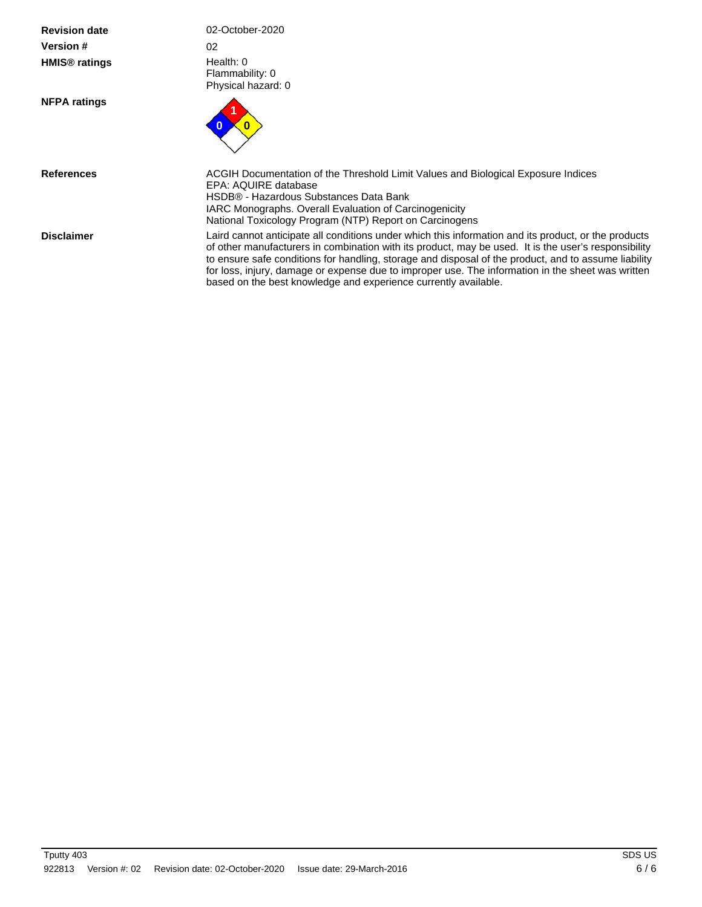**Revision date** 02-October-2020

**Version #** 02

**HMIS® ratings**
Health: 0
Flammability: 0
Physical hazard: 0

**NFPA ratings**

1
0
0

**References**
ACGIH Documentation of the Threshold Limit Values and Biological Exposure Indices
EPA: AQUIRE database
HSDB® - Hazardous Substances Data Bank
IARC Monographs. Overall Evaluation of Carcinogenicity
National Toxicology Program (NTP) Report on Carcinogens

**Disclaimer**
Laird cannot anticipate all conditions under which this information and its product, or the products of other manufacturers in combination with its product, may be used. It is the user's responsibility to ensure safe conditions for handling, storage and disposal of the product, and to assume liability for loss, injury, damage or expense due to improper use. The information in the sheet was written based on the best knowledge and experience currently available.